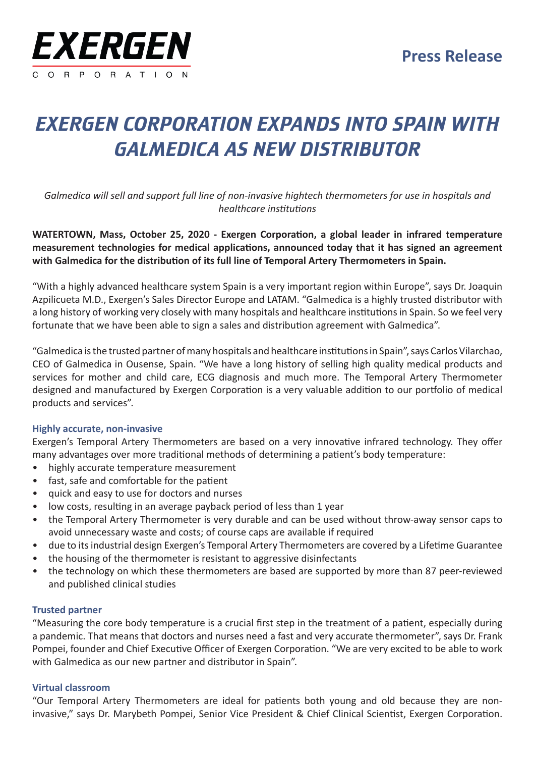EXERGEN CORPORATION

**Press Release**

# *EXERGEN CORPORATION EXPANDS INTO SPAIN WITH GALMEDICA AS NEW DISTRIBUTOR*

*Galmedica will sell and support full line of non-invasive hightech thermometers for use in hospitals and healthcare institutions*

**WATERTOWN, Mass, October 25, 2020 - Exergen Corporation, a global leader in infrared temperature measurement technologies for medical applications, announced today that it has signed an agreement with Galmedica for the distribution of its full line of Temporal Artery Thermometers in Spain.**

"With a highly advanced healthcare system Spain is a very important region within Europe", says Dr. Joaquin Azpilicueta M.D., Exergen's Sales Director Europe and LATAM. "Galmedica is a highly trusted distributor with a long history of working very closely with many hospitals and healthcare institutions in Spain. So we feel very fortunate that we have been able to sign a sales and distribution agreement with Galmedica".

"Galmedica is the trusted partner of many hospitals and healthcare institutions in Spain", says Carlos Vilarchao, CEO of Galmedica in Ousense, Spain. "We have a long history of selling high quality medical products and services for mother and child care, ECG diagnosis and much more. The Temporal Artery Thermometer designed and manufactured by Exergen Corporation is a very valuable addition to our portfolio of medical products and services".

### Highly accurate, non-invasive

Exergen's Temporal Artery Thermometers are based on a very innovative infrared technology. They offer many advantages over more traditional methods of determining a patient's body temperature:

- highly accurate temperature measurement
- fast, safe and comfortable for the patient
- quick and easy to use for doctors and nurses
- low costs, resulting in an average payback period of less than 1 year
- the Temporal Artery Thermometer is very durable and can be used without throw-away sensor caps to avoid unnecessary waste and costs; of course caps are available if required
- due to its industrial design Exergen's Temporal Artery Thermometers are covered by a Lifetime Guarantee
- the housing of the thermometer is resistant to aggressive disinfectants
- the technology on which these thermometers are based are supported by more than 87 peer-reviewed and published clinical studies

### Trusted partner

"Measuring the core body temperature is a crucial first step in the treatment of a patient, especially during a pandemic. That means that doctors and nurses need a fast and very accurate thermometer", says Dr. Frank Pompei, founder and Chief Executive Officer of Exergen Corporation. "We are very excited to be able to work with Galmedica as our new partner and distributor in Spain".

### Virtual classroom

"Our Temporal Artery Thermometers are ideal for patients both young and old because they are non-invasive," says Dr. Marybeth Pompei, Senior Vice President & Chief Clinical Scientist, Exergen Corporation.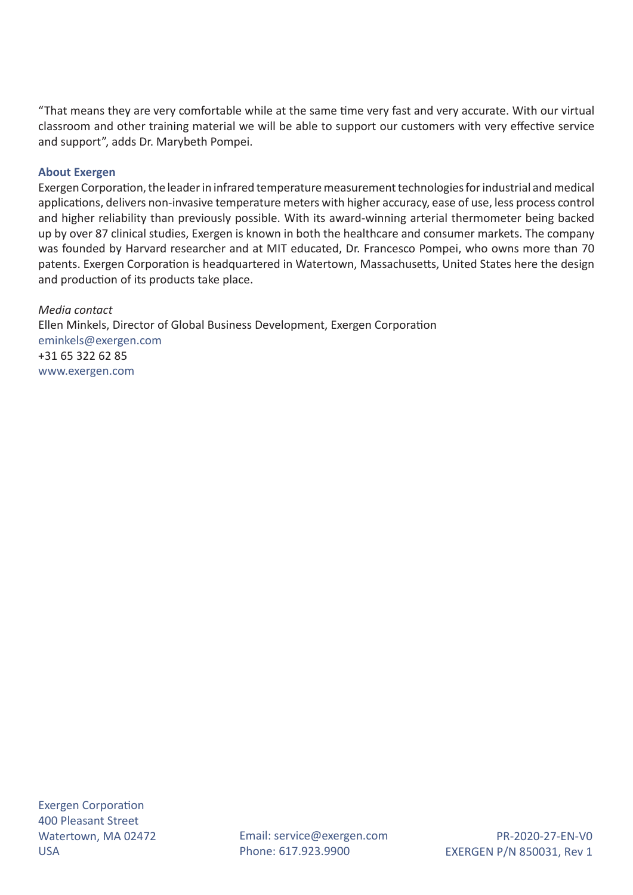"That means they are very comfortable while at the same time very fast and very accurate. With our virtual classroom and other training material we will be able to support our customers with very effective service and support", adds Dr. Marybeth Pompei.

**About Exergen**

Exergen Corporation, the leader in infrared temperature measurement technologies for industrial and medical applications, delivers non-invasive temperature meters with higher accuracy, ease of use, less process control and higher reliability than previously possible. With its award-winning arterial thermometer being backed up by over 87 clinical studies, Exergen is known in both the healthcare and consumer markets. The company was founded by Harvard researcher and at MIT educated, Dr. Francesco Pompei, who owns more than 70 patents. Exergen Corporation is headquartered in Watertown, Massachusetts, United States here the design and production of its products take place.

*Media contact*

Ellen Minkels, Director of Global Business Development, Exergen Corporation
eminkels@exergen.com
+31 65 322 62 85
www.exergen.com

Exergen Corporation
400 Pleasant Street
Watertown, MA 02472
USA

Email: service@exergen.com
Phone: 617.923.9900

PR-2020-27-EN-V0
EXERGEN P/N 850031, Rev 1